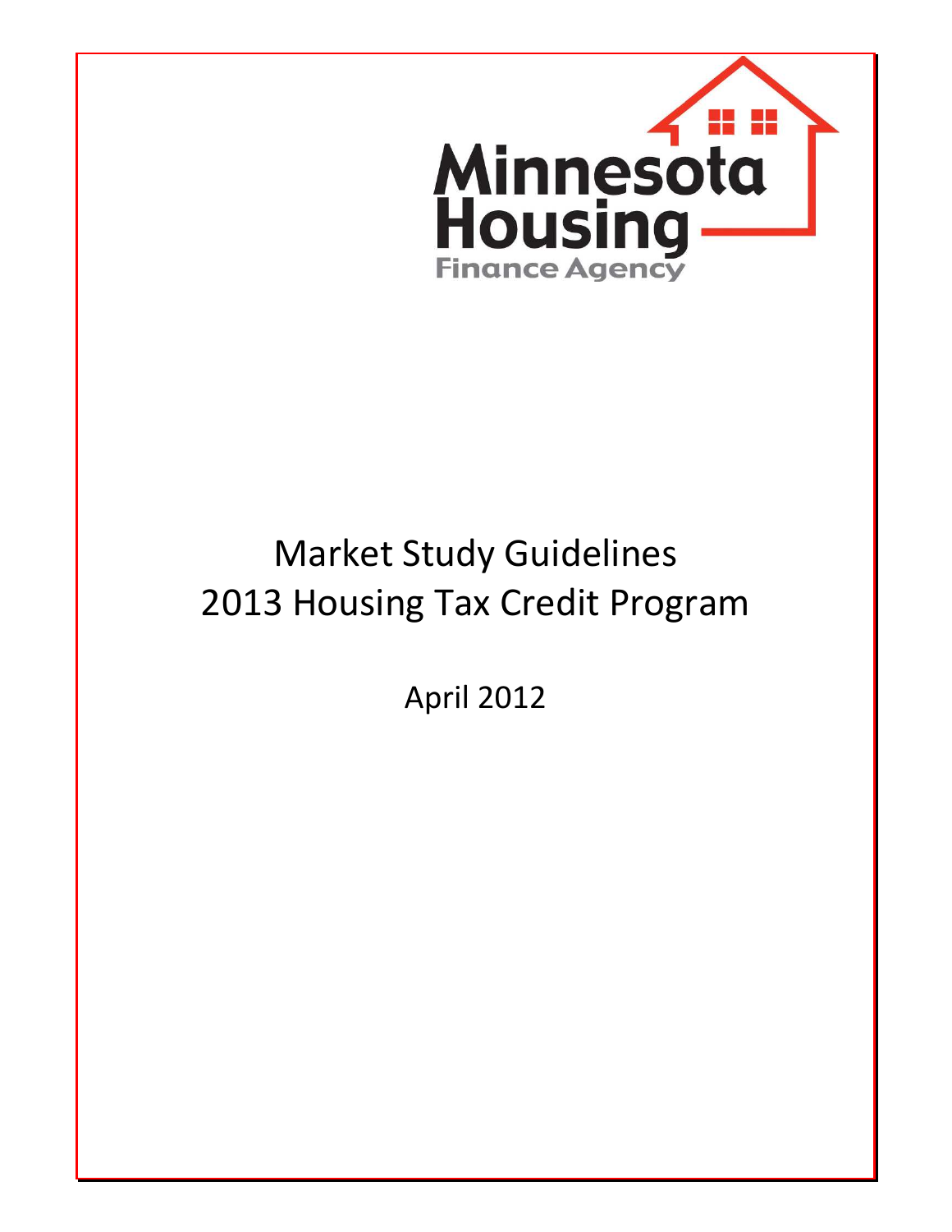Minnesota Housing Finance Agency

# Market Study Guidelines
# 2013 Housing Tax Credit Program

April 2012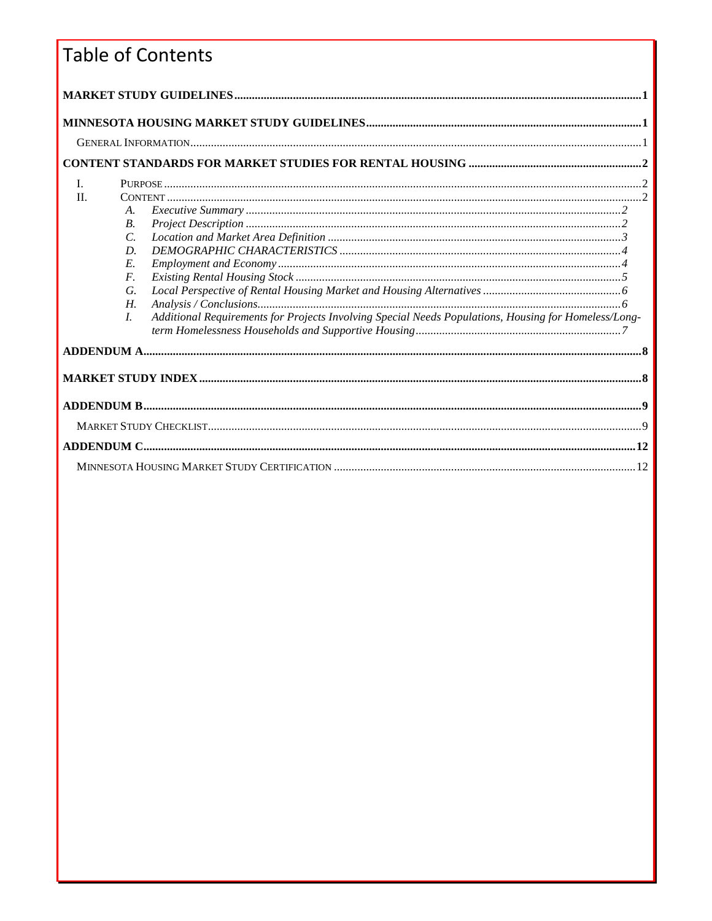# Table of Contents

**MARKET STUDY GUIDELINES** .......... 1

**MINNESOTA HOUSING MARKET STUDY GUIDELINES** .......... 1

- GENERAL INFORMATION .......... 1

**CONTENT STANDARDS FOR MARKET STUDIES FOR RENTAL HOUSING** .......... 2

- I. PURPOSE .......... 2
- II. CONTENT .......... 2
  - A. *Executive Summary* .......... 2
  - B. *Project Description* .......... 2
  - C. *Location and Market Area Definition* .......... 3
  - D. *DEMOGRAPHIC CHARACTERISTICS* .......... 4
  - E. *Employment and Economy* .......... 4
  - F. *Existing Rental Housing Stock* .......... 5
  - G. *Local Perspective of Rental Housing Market and Housing Alternatives* .......... 6
  - H. *Analysis / Conclusions* .......... 6
  - I. *Additional Requirements for Projects Involving Special Needs Populations, Housing for Homeless/Long-term Homelessness Households and Supportive Housing* .......... 7

**ADDENDUM A** .......... 8

**MARKET STUDY INDEX** .......... 8

**ADDENDUM B** .......... 9

- MARKET STUDY CHECKLIST .......... 9

**ADDENDUM C** .......... 12

- MINNESOTA HOUSING MARKET STUDY CERTIFICATION .......... 12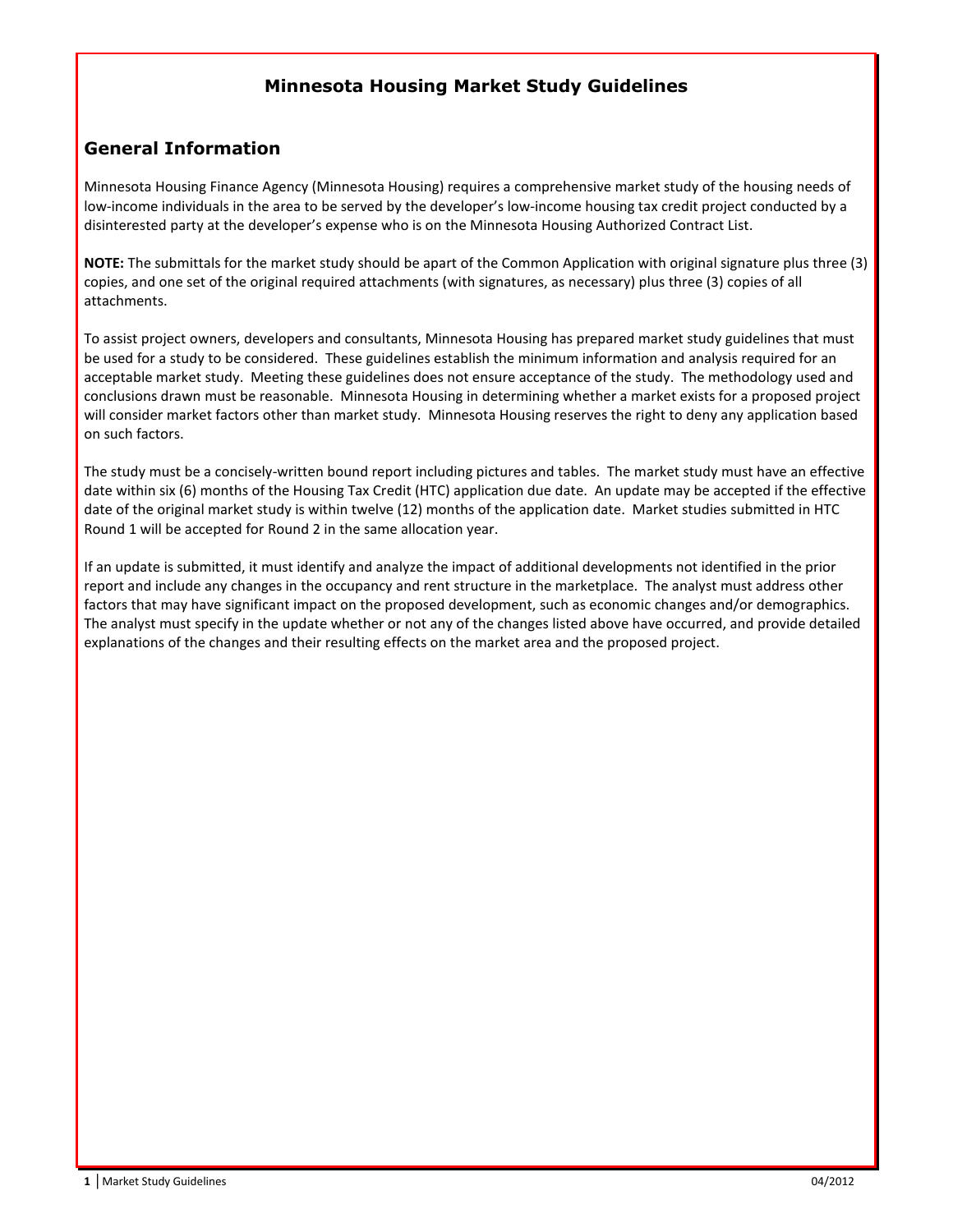# Minnesota Housing Market Study Guidelines

## General Information

Minnesota Housing Finance Agency (Minnesota Housing) requires a comprehensive market study of the housing needs of low-income individuals in the area to be served by the developer's low-income housing tax credit project conducted by a disinterested party at the developer's expense who is on the Minnesota Housing Authorized Contract List.

**NOTE:** The submittals for the market study should be apart of the Common Application with original signature plus three (3) copies, and one set of the original required attachments (with signatures, as necessary) plus three (3) copies of all attachments.

To assist project owners, developers and consultants, Minnesota Housing has prepared market study guidelines that must be used for a study to be considered. These guidelines establish the minimum information and analysis required for an acceptable market study. Meeting these guidelines does not ensure acceptance of the study. The methodology used and conclusions drawn must be reasonable. Minnesota Housing in determining whether a market exists for a proposed project will consider market factors other than market study. Minnesota Housing reserves the right to deny any application based on such factors.

The study must be a concisely-written bound report including pictures and tables. The market study must have an effective date within six (6) months of the Housing Tax Credit (HTC) application due date. An update may be accepted if the effective date of the original market study is within twelve (12) months of the application date. Market studies submitted in HTC Round 1 will be accepted for Round 2 in the same allocation year.

If an update is submitted, it must identify and analyze the impact of additional developments not identified in the prior report and include any changes in the occupancy and rent structure in the marketplace. The analyst must address other factors that may have significant impact on the proposed development, such as economic changes and/or demographics. The analyst must specify in the update whether or not any of the changes listed above have occurred, and provide detailed explanations of the changes and their resulting effects on the market area and the proposed project.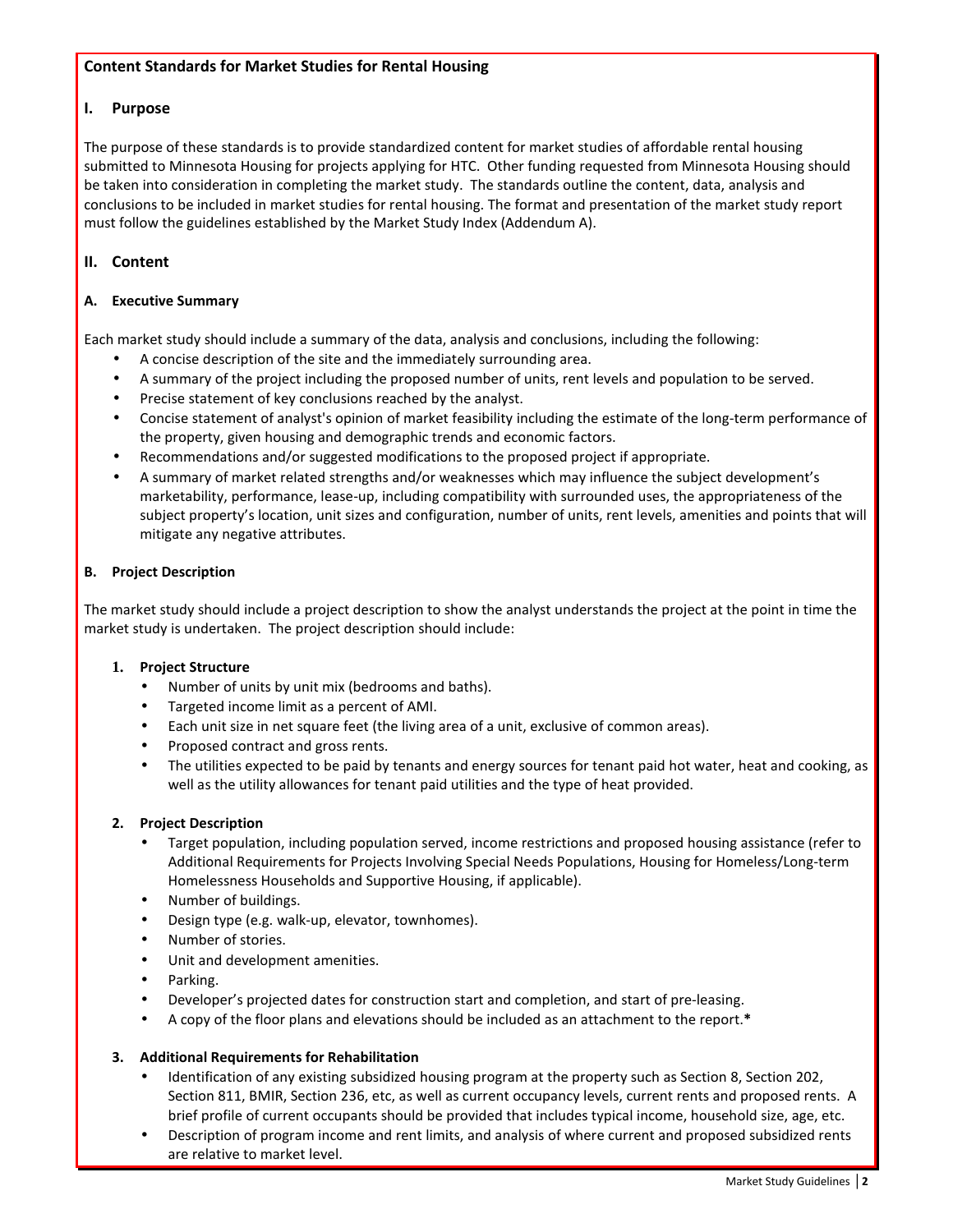**Content Standards for Market Studies for Rental Housing**

## I. Purpose

The purpose of these standards is to provide standardized content for market studies of affordable rental housing submitted to Minnesota Housing for projects applying for HTC. Other funding requested from Minnesota Housing should be taken into consideration in completing the market study. The standards outline the content, data, analysis and conclusions to be included in market studies for rental housing. The format and presentation of the market study report must follow the guidelines established by the Market Study Index (Addendum A).

## II. Content

### A. Executive Summary

Each market study should include a summary of the data, analysis and conclusions, including the following:

- A concise description of the site and the immediately surrounding area.
- A summary of the project including the proposed number of units, rent levels and population to be served.
- Precise statement of key conclusions reached by the analyst.
- Concise statement of analyst's opinion of market feasibility including the estimate of the long-term performance of the property, given housing and demographic trends and economic factors.
- Recommendations and/or suggested modifications to the proposed project if appropriate.
- A summary of market related strengths and/or weaknesses which may influence the subject development's marketability, performance, lease-up, including compatibility with surrounded uses, the appropriateness of the subject property's location, unit sizes and configuration, number of units, rent levels, amenities and points that will mitigate any negative attributes.

### B. Project Description

The market study should include a project description to show the analyst understands the project at the point in time the market study is undertaken. The project description should include:

#### 1. Project Structure

- Number of units by unit mix (bedrooms and baths).
- Targeted income limit as a percent of AMI.
- Each unit size in net square feet (the living area of a unit, exclusive of common areas).
- Proposed contract and gross rents.
- The utilities expected to be paid by tenants and energy sources for tenant paid hot water, heat and cooking, as well as the utility allowances for tenant paid utilities and the type of heat provided.

#### 2. Project Description

- Target population, including population served, income restrictions and proposed housing assistance (refer to Additional Requirements for Projects Involving Special Needs Populations, Housing for Homeless/Long-term Homelessness Households and Supportive Housing, if applicable).
- Number of buildings.
- Design type (e.g. walk-up, elevator, townhomes).
- Number of stories.
- Unit and development amenities.
- Parking.
- Developer's projected dates for construction start and completion, and start of pre-leasing.
- A copy of the floor plans and elevations should be included as an attachment to the report.**\***

#### 3. Additional Requirements for Rehabilitation

- Identification of any existing subsidized housing program at the property such as Section 8, Section 202, Section 811, BMIR, Section 236, etc, as well as current occupancy levels, current rents and proposed rents. A brief profile of current occupants should be provided that includes typical income, household size, age, etc.
- Description of program income and rent limits, and analysis of where current and proposed subsidized rents are relative to market level.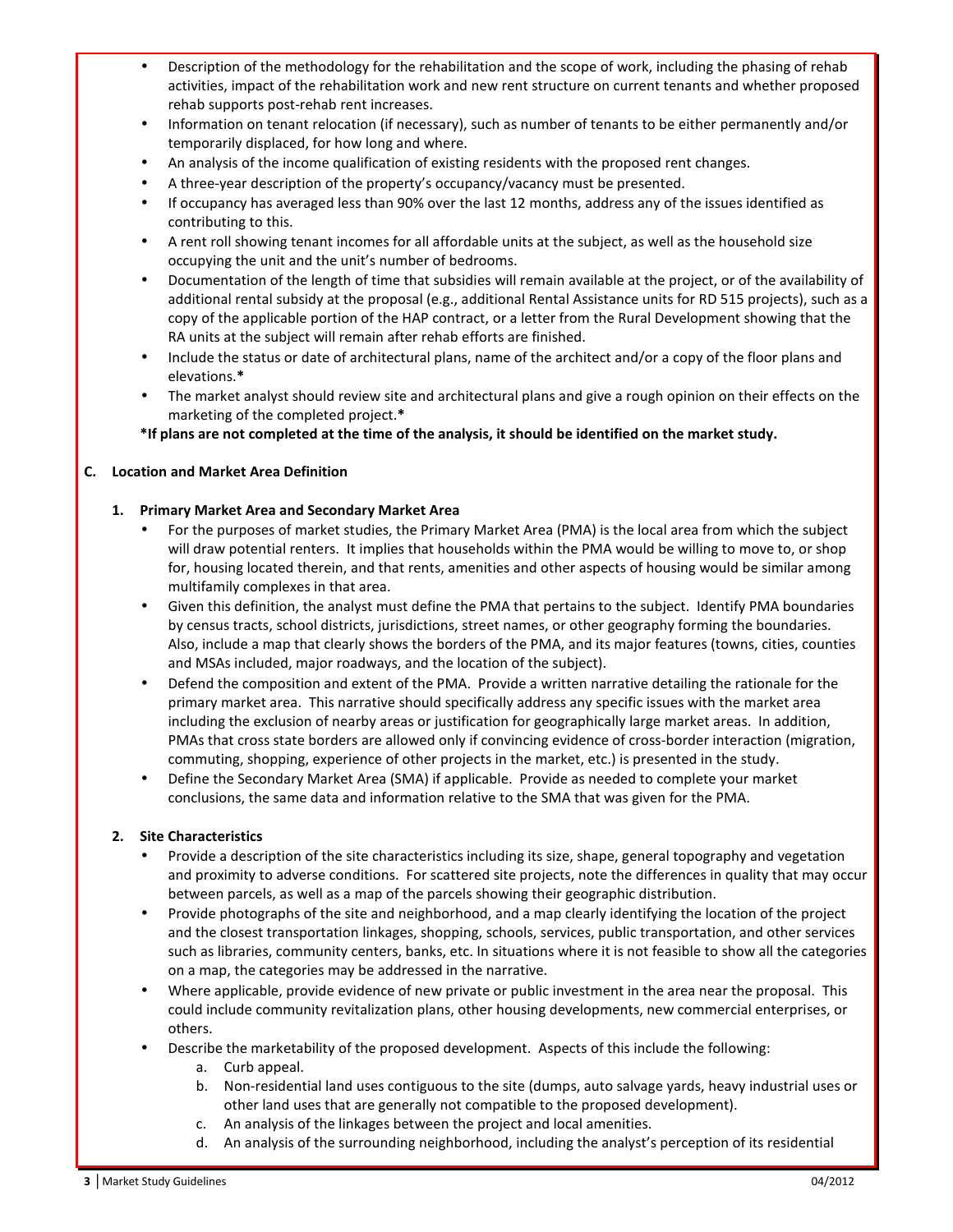- Description of the methodology for the rehabilitation and the scope of work, including the phasing of rehab activities, impact of the rehabilitation work and new rent structure on current tenants and whether proposed rehab supports post-rehab rent increases.
- Information on tenant relocation (if necessary), such as number of tenants to be either permanently and/or temporarily displaced, for how long and where.
- An analysis of the income qualification of existing residents with the proposed rent changes.
- A three-year description of the property's occupancy/vacancy must be presented.
- If occupancy has averaged less than 90% over the last 12 months, address any of the issues identified as contributing to this.
- A rent roll showing tenant incomes for all affordable units at the subject, as well as the household size occupying the unit and the unit's number of bedrooms.
- Documentation of the length of time that subsidies will remain available at the project, or of the availability of additional rental subsidy at the proposal (e.g., additional Rental Assistance units for RD 515 projects), such as a copy of the applicable portion of the HAP contract, or a letter from the Rural Development showing that the RA units at the subject will remain after rehab efforts are finished.
- Include the status or date of architectural plans, name of the architect and/or a copy of the floor plans and elevations.**\***
- The market analyst should review site and architectural plans and give a rough opinion on their effects on the marketing of the completed project.**\***

**\*If plans are not completed at the time of the analysis, it should be identified on the market study.**

### C. Location and Market Area Definition

#### 1. Primary Market Area and Secondary Market Area

- For the purposes of market studies, the Primary Market Area (PMA) is the local area from which the subject will draw potential renters. It implies that households within the PMA would be willing to move to, or shop for, housing located therein, and that rents, amenities and other aspects of housing would be similar among multifamily complexes in that area.
- Given this definition, the analyst must define the PMA that pertains to the subject. Identify PMA boundaries by census tracts, school districts, jurisdictions, street names, or other geography forming the boundaries. Also, include a map that clearly shows the borders of the PMA, and its major features (towns, cities, counties and MSAs included, major roadways, and the location of the subject).
- Defend the composition and extent of the PMA. Provide a written narrative detailing the rationale for the primary market area. This narrative should specifically address any specific issues with the market area including the exclusion of nearby areas or justification for geographically large market areas. In addition, PMAs that cross state borders are allowed only if convincing evidence of cross-border interaction (migration, commuting, shopping, experience of other projects in the market, etc.) is presented in the study.
- Define the Secondary Market Area (SMA) if applicable. Provide as needed to complete your market conclusions, the same data and information relative to the SMA that was given for the PMA.

#### 2. Site Characteristics

- Provide a description of the site characteristics including its size, shape, general topography and vegetation and proximity to adverse conditions. For scattered site projects, note the differences in quality that may occur between parcels, as well as a map of the parcels showing their geographic distribution.
- Provide photographs of the site and neighborhood, and a map clearly identifying the location of the project and the closest transportation linkages, shopping, schools, services, public transportation, and other services such as libraries, community centers, banks, etc. In situations where it is not feasible to show all the categories on a map, the categories may be addressed in the narrative.
- Where applicable, provide evidence of new private or public investment in the area near the proposal. This could include community revitalization plans, other housing developments, new commercial enterprises, or others.
- Describe the marketability of the proposed development. Aspects of this include the following:
    a. Curb appeal.
    b. Non-residential land uses contiguous to the site (dumps, auto salvage yards, heavy industrial uses or other land uses that are generally not compatible to the proposed development).
    c. An analysis of the linkages between the project and local amenities.
    d. An analysis of the surrounding neighborhood, including the analyst's perception of its residential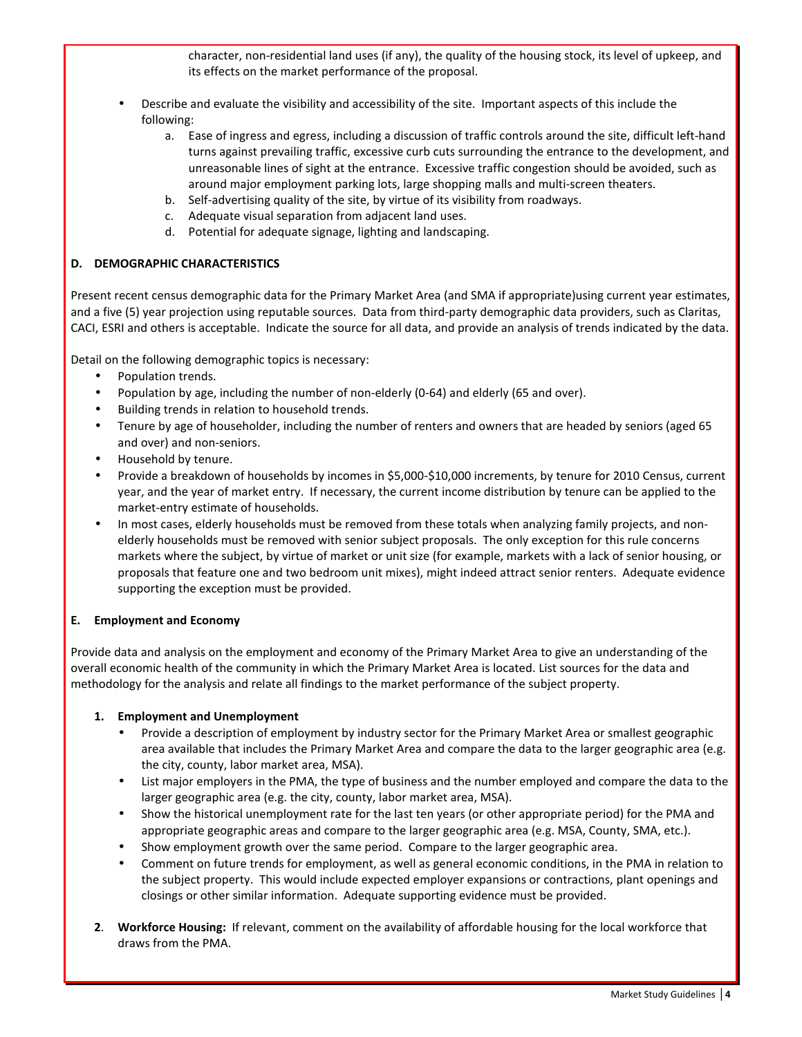character, non-residential land uses (if any), the quality of the housing stock, its level of upkeep, and its effects on the market performance of the proposal.

- Describe and evaluate the visibility and accessibility of the site. Important aspects of this include the following:
    a. Ease of ingress and egress, including a discussion of traffic controls around the site, difficult left-hand turns against prevailing traffic, excessive curb cuts surrounding the entrance to the development, and unreasonable lines of sight at the entrance. Excessive traffic congestion should be avoided, such as around major employment parking lots, large shopping malls and multi-screen theaters.
    b. Self-advertising quality of the site, by virtue of its visibility from roadways.
    c. Adequate visual separation from adjacent land uses.
    d. Potential for adequate signage, lighting and landscaping.

**D. DEMOGRAPHIC CHARACTERISTICS**

Present recent census demographic data for the Primary Market Area (and SMA if appropriate)using current year estimates, and a five (5) year projection using reputable sources. Data from third-party demographic data providers, such as Claritas, CACI, ESRI and others is acceptable. Indicate the source for all data, and provide an analysis of trends indicated by the data.

Detail on the following demographic topics is necessary:

- Population trends.
- Population by age, including the number of non-elderly (0-64) and elderly (65 and over).
- Building trends in relation to household trends.
- Tenure by age of householder, including the number of renters and owners that are headed by seniors (aged 65 and over) and non-seniors.
- Household by tenure.
- Provide a breakdown of households by incomes in $5,000-$10,000 increments, by tenure for 2010 Census, current year, and the year of market entry. If necessary, the current income distribution by tenure can be applied to the market-entry estimate of households.
- In most cases, elderly households must be removed from these totals when analyzing family projects, and non-elderly households must be removed with senior subject proposals. The only exception for this rule concerns markets where the subject, by virtue of market or unit size (for example, markets with a lack of senior housing, or proposals that feature one and two bedroom unit mixes), might indeed attract senior renters. Adequate evidence supporting the exception must be provided.

**E. Employment and Economy**

Provide data and analysis on the employment and economy of the Primary Market Area to give an understanding of the overall economic health of the community in which the Primary Market Area is located. List sources for the data and methodology for the analysis and relate all findings to the market performance of the subject property.

**1. Employment and Unemployment**

- Provide a description of employment by industry sector for the Primary Market Area or smallest geographic area available that includes the Primary Market Area and compare the data to the larger geographic area (e.g. the city, county, labor market area, MSA).
- List major employers in the PMA, the type of business and the number employed and compare the data to the larger geographic area (e.g. the city, county, labor market area, MSA).
- Show the historical unemployment rate for the last ten years (or other appropriate period) for the PMA and appropriate geographic areas and compare to the larger geographic area (e.g. MSA, County, SMA, etc.).
- Show employment growth over the same period. Compare to the larger geographic area.
- Comment on future trends for employment, as well as general economic conditions, in the PMA in relation to the subject property. This would include expected employer expansions or contractions, plant openings and closings or other similar information. Adequate supporting evidence must be provided.

**2**. **Workforce Housing:** If relevant, comment on the availability of affordable housing for the local workforce that draws from the PMA.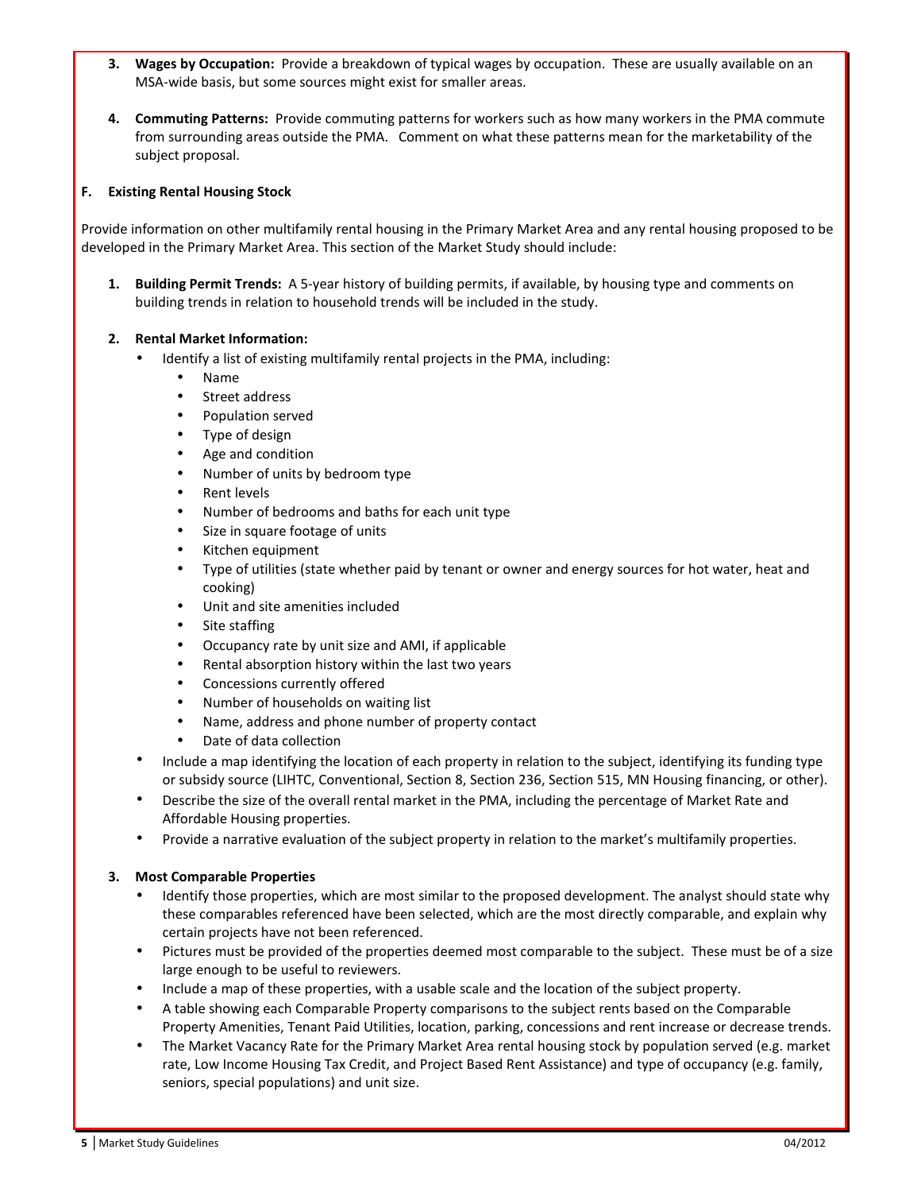3. **Wages by Occupation:** Provide a breakdown of typical wages by occupation. These are usually available on an MSA-wide basis, but some sources might exist for smaller areas.

4. **Commuting Patterns:** Provide commuting patterns for workers such as how many workers in the PMA commute from surrounding areas outside the PMA. Comment on what these patterns mean for the marketability of the subject proposal.

### F. Existing Rental Housing Stock

Provide information on other multifamily rental housing in the Primary Market Area and any rental housing proposed to be developed in the Primary Market Area. This section of the Market Study should include:

1. **Building Permit Trends:** A 5-year history of building permits, if available, by housing type and comments on building trends in relation to household trends will be included in the study.

2. **Rental Market Information:**
   - Identify a list of existing multifamily rental projects in the PMA, including:
     - Name
     - Street address
     - Population served
     - Type of design
     - Age and condition
     - Number of units by bedroom type
     - Rent levels
     - Number of bedrooms and baths for each unit type
     - Size in square footage of units
     - Kitchen equipment
     - Type of utilities (state whether paid by tenant or owner and energy sources for hot water, heat and cooking)
     - Unit and site amenities included
     - Site staffing
     - Occupancy rate by unit size and AMI, if applicable
     - Rental absorption history within the last two years
     - Concessions currently offered
     - Number of households on waiting list
     - Name, address and phone number of property contact
     - Date of data collection
   - Include a map identifying the location of each property in relation to the subject, identifying its funding type or subsidy source (LIHTC, Conventional, Section 8, Section 236, Section 515, MN Housing financing, or other).
   - Describe the size of the overall rental market in the PMA, including the percentage of Market Rate and Affordable Housing properties.
   - Provide a narrative evaluation of the subject property in relation to the market's multifamily properties.

3. **Most Comparable Properties**
   - Identify those properties, which are most similar to the proposed development. The analyst should state why these comparables referenced have been selected, which are the most directly comparable, and explain why certain projects have not been referenced.
   - Pictures must be provided of the properties deemed most comparable to the subject. These must be of a size large enough to be useful to reviewers.
   - Include a map of these properties, with a usable scale and the location of the subject property.
   - A table showing each Comparable Property comparisons to the subject rents based on the Comparable Property Amenities, Tenant Paid Utilities, location, parking, concessions and rent increase or decrease trends.
   - The Market Vacancy Rate for the Primary Market Area rental housing stock by population served (e.g. market rate, Low Income Housing Tax Credit, and Project Based Rent Assistance) and type of occupancy (e.g. family, seniors, special populations) and unit size.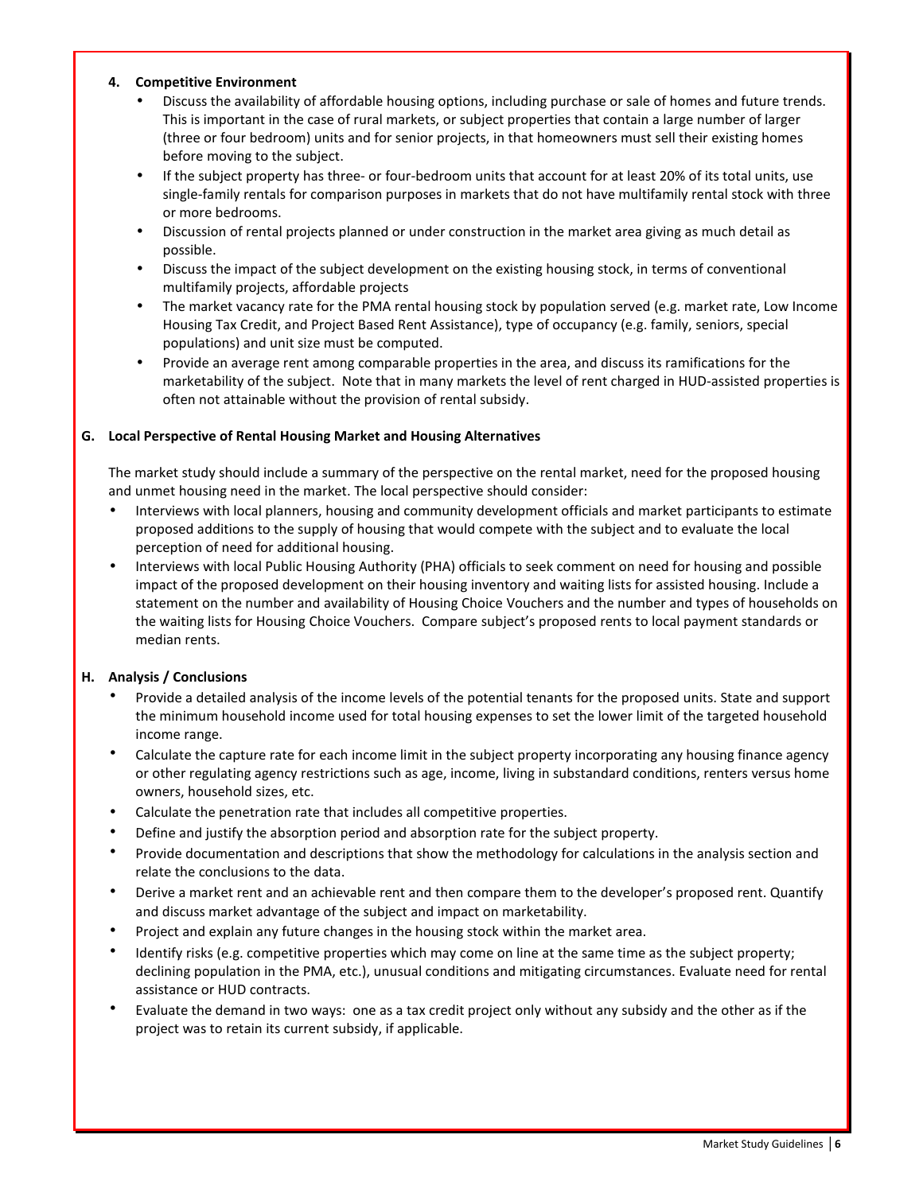#### 4. Competitive Environment

- Discuss the availability of affordable housing options, including purchase or sale of homes and future trends. This is important in the case of rural markets, or subject properties that contain a large number of larger (three or four bedroom) units and for senior projects, in that homeowners must sell their existing homes before moving to the subject.
- If the subject property has three- or four-bedroom units that account for at least 20% of its total units, use single-family rentals for comparison purposes in markets that do not have multifamily rental stock with three or more bedrooms.
- Discussion of rental projects planned or under construction in the market area giving as much detail as possible.
- Discuss the impact of the subject development on the existing housing stock, in terms of conventional multifamily projects, affordable projects
- The market vacancy rate for the PMA rental housing stock by population served (e.g. market rate, Low Income Housing Tax Credit, and Project Based Rent Assistance), type of occupancy (e.g. family, seniors, special populations) and unit size must be computed.
- Provide an average rent among comparable properties in the area, and discuss its ramifications for the marketability of the subject. Note that in many markets the level of rent charged in HUD-assisted properties is often not attainable without the provision of rental subsidy.

### G. Local Perspective of Rental Housing Market and Housing Alternatives

The market study should include a summary of the perspective on the rental market, need for the proposed housing and unmet housing need in the market. The local perspective should consider:

- Interviews with local planners, housing and community development officials and market participants to estimate proposed additions to the supply of housing that would compete with the subject and to evaluate the local perception of need for additional housing.
- Interviews with local Public Housing Authority (PHA) officials to seek comment on need for housing and possible impact of the proposed development on their housing inventory and waiting lists for assisted housing. Include a statement on the number and availability of Housing Choice Vouchers and the number and types of households on the waiting lists for Housing Choice Vouchers. Compare subject's proposed rents to local payment standards or median rents.

### H. Analysis / Conclusions

- Provide a detailed analysis of the income levels of the potential tenants for the proposed units. State and support the minimum household income used for total housing expenses to set the lower limit of the targeted household income range.
- Calculate the capture rate for each income limit in the subject property incorporating any housing finance agency or other regulating agency restrictions such as age, income, living in substandard conditions, renters versus home owners, household sizes, etc.
- Calculate the penetration rate that includes all competitive properties.
- Define and justify the absorption period and absorption rate for the subject property.
- Provide documentation and descriptions that show the methodology for calculations in the analysis section and relate the conclusions to the data.
- Derive a market rent and an achievable rent and then compare them to the developer's proposed rent. Quantify and discuss market advantage of the subject and impact on marketability.
- Project and explain any future changes in the housing stock within the market area.
- Identify risks (e.g. competitive properties which may come on line at the same time as the subject property; declining population in the PMA, etc.), unusual conditions and mitigating circumstances. Evaluate need for rental assistance or HUD contracts.
- Evaluate the demand in two ways: one as a tax credit project only without any subsidy and the other as if the project was to retain its current subsidy, if applicable.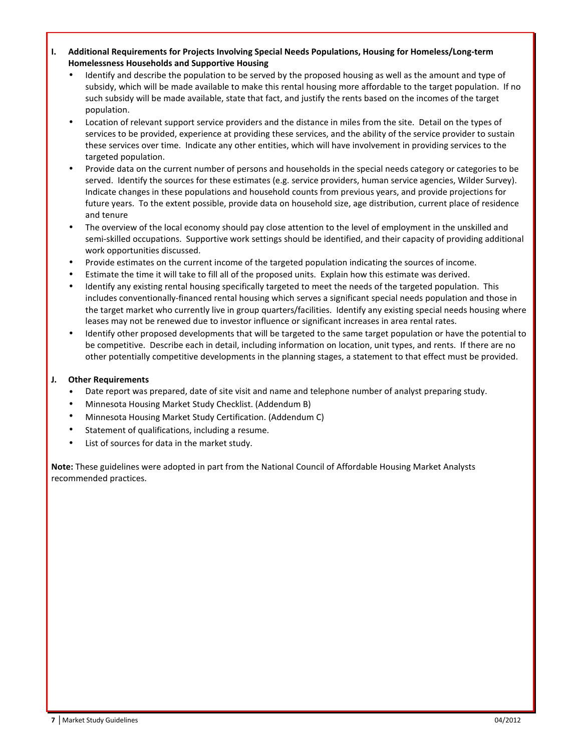**I. Additional Requirements for Projects Involving Special Needs Populations, Housing for Homeless/Long-term Homelessness Households and Supportive Housing**

- Identify and describe the population to be served by the proposed housing as well as the amount and type of subsidy, which will be made available to make this rental housing more affordable to the target population. If no such subsidy will be made available, state that fact, and justify the rents based on the incomes of the target population.
- Location of relevant support service providers and the distance in miles from the site. Detail on the types of services to be provided, experience at providing these services, and the ability of the service provider to sustain these services over time. Indicate any other entities, which will have involvement in providing services to the targeted population.
- Provide data on the current number of persons and households in the special needs category or categories to be served. Identify the sources for these estimates (e.g. service providers, human service agencies, Wilder Survey). Indicate changes in these populations and household counts from previous years, and provide projections for future years. To the extent possible, provide data on household size, age distribution, current place of residence and tenure
- The overview of the local economy should pay close attention to the level of employment in the unskilled and semi-skilled occupations. Supportive work settings should be identified, and their capacity of providing additional work opportunities discussed.
- Provide estimates on the current income of the targeted population indicating the sources of income.
- Estimate the time it will take to fill all of the proposed units. Explain how this estimate was derived.
- Identify any existing rental housing specifically targeted to meet the needs of the targeted population. This includes conventionally-financed rental housing which serves a significant special needs population and those in the target market who currently live in group quarters/facilities. Identify any existing special needs housing where leases may not be renewed due to investor influence or significant increases in area rental rates.
- Identify other proposed developments that will be targeted to the same target population or have the potential to be competitive. Describe each in detail, including information on location, unit types, and rents. If there are no other potentially competitive developments in the planning stages, a statement to that effect must be provided.

**J. Other Requirements**

- Date report was prepared, date of site visit and name and telephone number of analyst preparing study.
- Minnesota Housing Market Study Checklist. (Addendum B)
- Minnesota Housing Market Study Certification. (Addendum C)
- Statement of qualifications, including a resume.
- List of sources for data in the market study.

**Note:** These guidelines were adopted in part from the National Council of Affordable Housing Market Analysts recommended practices.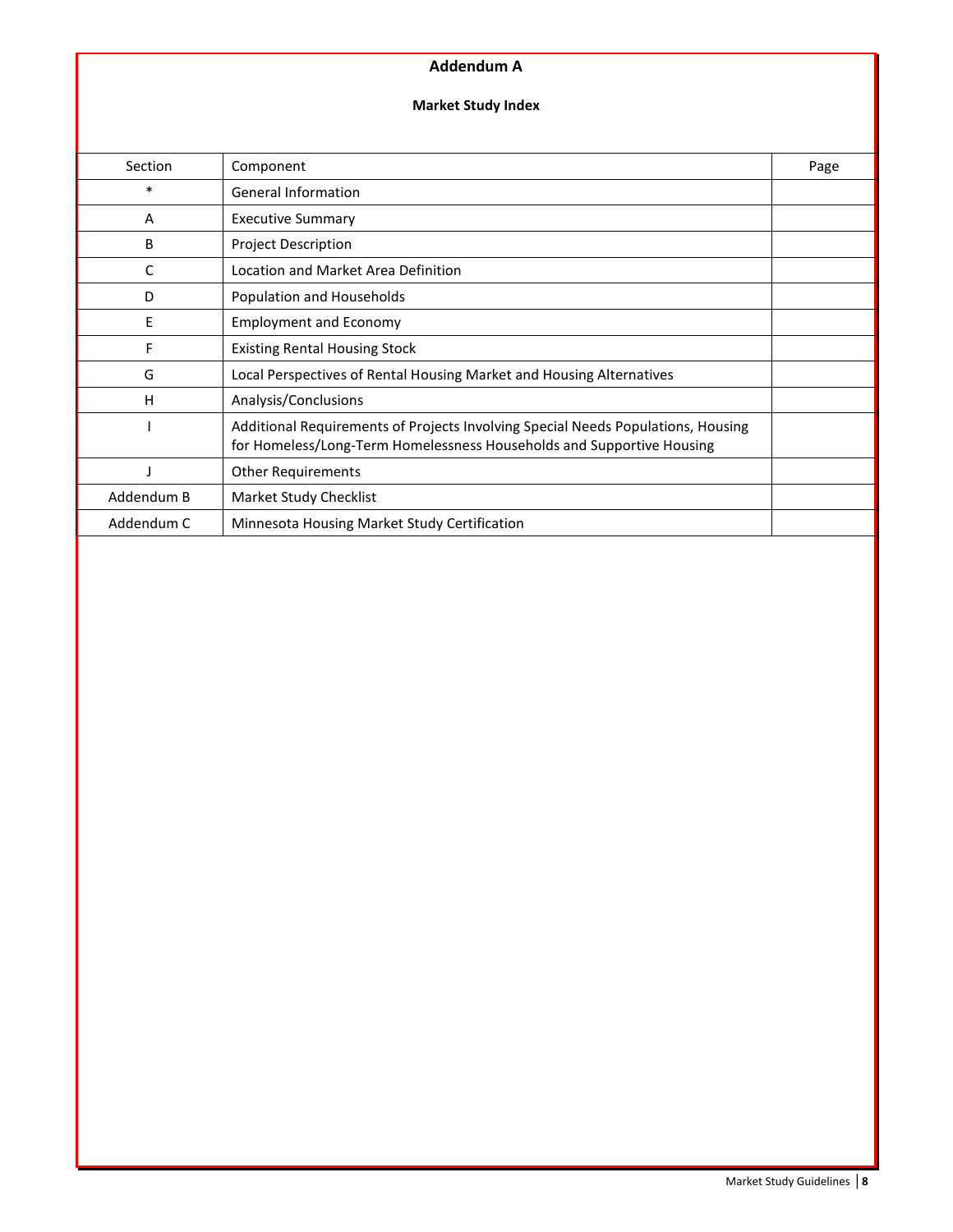# Addendum A

## Market Study Index

| Section | Component | Page |
|---|---|---|
| * | General Information | |
| A | Executive Summary | |
| B | Project Description | |
| C | Location and Market Area Definition | |
| D | Population and Households | |
| E | Employment and Economy | |
| F | Existing Rental Housing Stock | |
| G | Local Perspectives of Rental Housing Market and Housing Alternatives | |
| H | Analysis/Conclusions | |
| I | Additional Requirements of Projects Involving Special Needs Populations, Housing for Homeless/Long-Term Homelessness Households and Supportive Housing | |
| J | Other Requirements | |
| Addendum B | Market Study Checklist | |
| Addendum C | Minnesota Housing Market Study Certification | |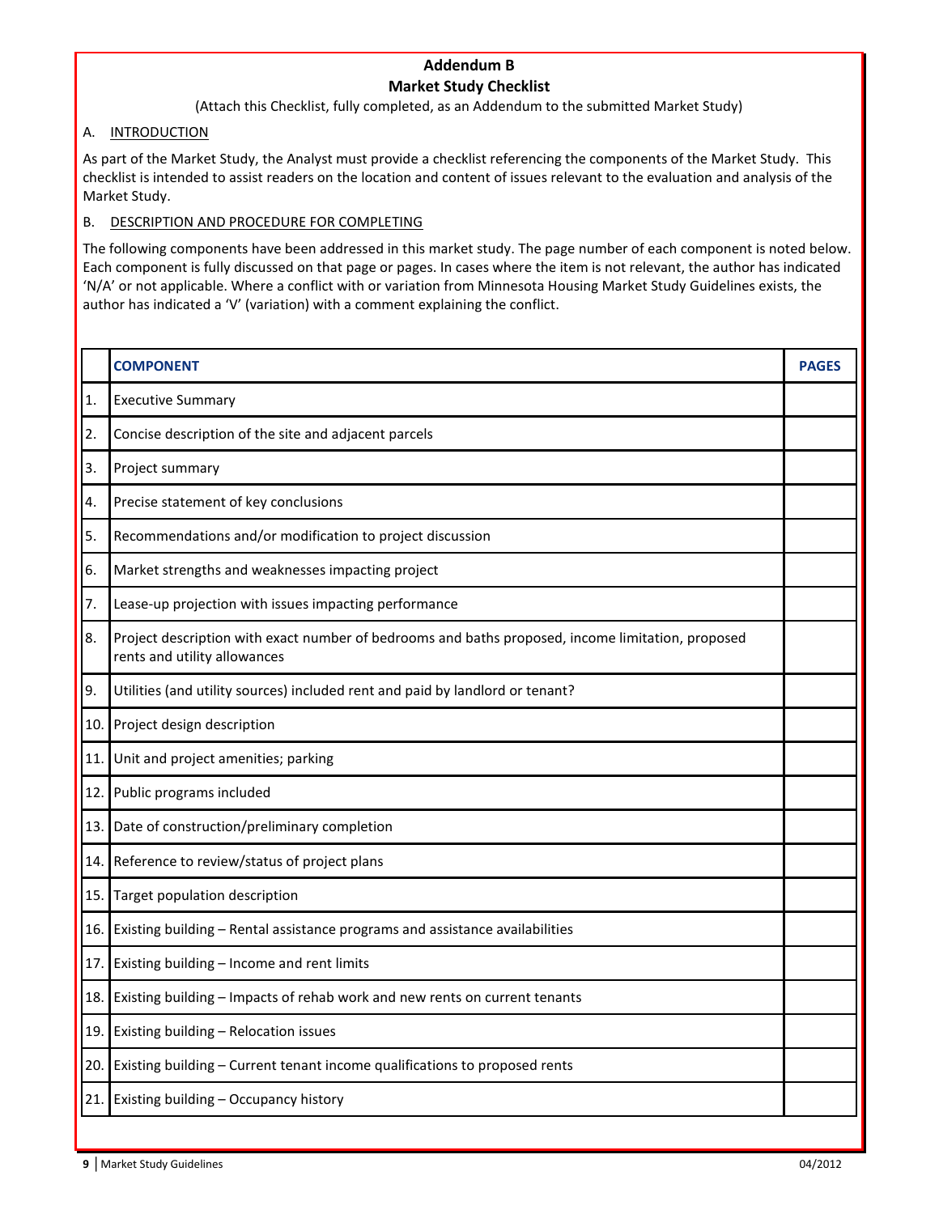# Addendum B

## Market Study Checklist

(Attach this Checklist, fully completed, as an Addendum to the submitted Market Study)

A. INTRODUCTION

As part of the Market Study, the Analyst must provide a checklist referencing the components of the Market Study. This checklist is intended to assist readers on the location and content of issues relevant to the evaluation and analysis of the Market Study.

B. DESCRIPTION AND PROCEDURE FOR COMPLETING

The following components have been addressed in this market study. The page number of each component is noted below. Each component is fully discussed on that page or pages. In cases where the item is not relevant, the author has indicated 'N/A' or not applicable. Where a conflict with or variation from Minnesota Housing Market Study Guidelines exists, the author has indicated a 'V' (variation) with a comment explaining the conflict.

| | COMPONENT | PAGES |
|---|---|---|
| 1. | Executive Summary | |
| 2. | Concise description of the site and adjacent parcels | |
| 3. | Project summary | |
| 4. | Precise statement of key conclusions | |
| 5. | Recommendations and/or modification to project discussion | |
| 6. | Market strengths and weaknesses impacting project | |
| 7. | Lease-up projection with issues impacting performance | |
| 8. | Project description with exact number of bedrooms and baths proposed, income limitation, proposed rents and utility allowances | |
| 9. | Utilities (and utility sources) included rent and paid by landlord or tenant? | |
| 10. | Project design description | |
| 11. | Unit and project amenities; parking | |
| 12. | Public programs included | |
| 13. | Date of construction/preliminary completion | |
| 14. | Reference to review/status of project plans | |
| 15. | Target population description | |
| 16. | Existing building – Rental assistance programs and assistance availabilities | |
| 17. | Existing building – Income and rent limits | |
| 18. | Existing building – Impacts of rehab work and new rents on current tenants | |
| 19. | Existing building – Relocation issues | |
| 20. | Existing building – Current tenant income qualifications to proposed rents | |
| 21. | Existing building – Occupancy history | |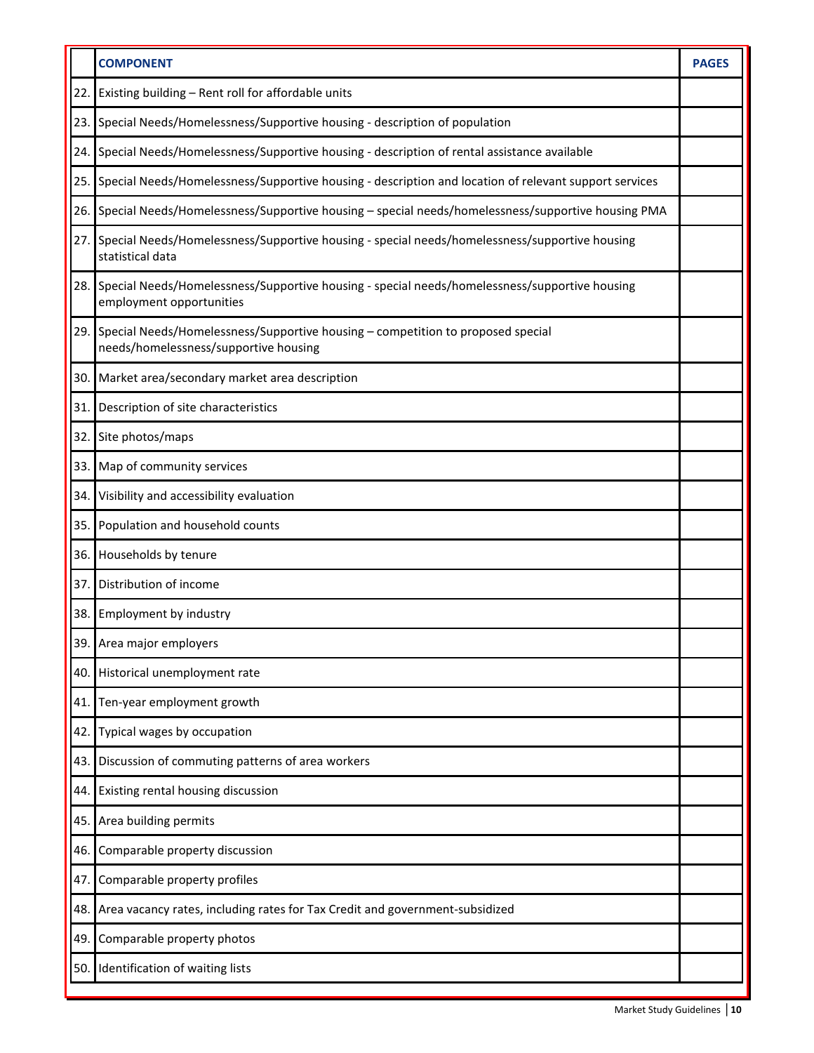| | COMPONENT | PAGES |
|---|---|---|
| 22. | Existing building – Rent roll for affordable units | |
| 23. | Special Needs/Homelessness/Supportive housing - description of population | |
| 24. | Special Needs/Homelessness/Supportive housing - description of rental assistance available | |
| 25. | Special Needs/Homelessness/Supportive housing - description and location of relevant support services | |
| 26. | Special Needs/Homelessness/Supportive housing – special needs/homelessness/supportive housing PMA | |
| 27. | Special Needs/Homelessness/Supportive housing - special needs/homelessness/supportive housing statistical data | |
| 28. | Special Needs/Homelessness/Supportive housing - special needs/homelessness/supportive housing employment opportunities | |
| 29. | Special Needs/Homelessness/Supportive housing – competition to proposed special needs/homelessness/supportive housing | |
| 30. | Market area/secondary market area description | |
| 31. | Description of site characteristics | |
| 32. | Site photos/maps | |
| 33. | Map of community services | |
| 34. | Visibility and accessibility evaluation | |
| 35. | Population and household counts | |
| 36. | Households by tenure | |
| 37. | Distribution of income | |
| 38. | Employment by industry | |
| 39. | Area major employers | |
| 40. | Historical unemployment rate | |
| 41. | Ten-year employment growth | |
| 42. | Typical wages by occupation | |
| 43. | Discussion of commuting patterns of area workers | |
| 44. | Existing rental housing discussion | |
| 45. | Area building permits | |
| 46. | Comparable property discussion | |
| 47. | Comparable property profiles | |
| 48. | Area vacancy rates, including rates for Tax Credit and government-subsidized | |
| 49. | Comparable property photos | |
| 50. | Identification of waiting lists | |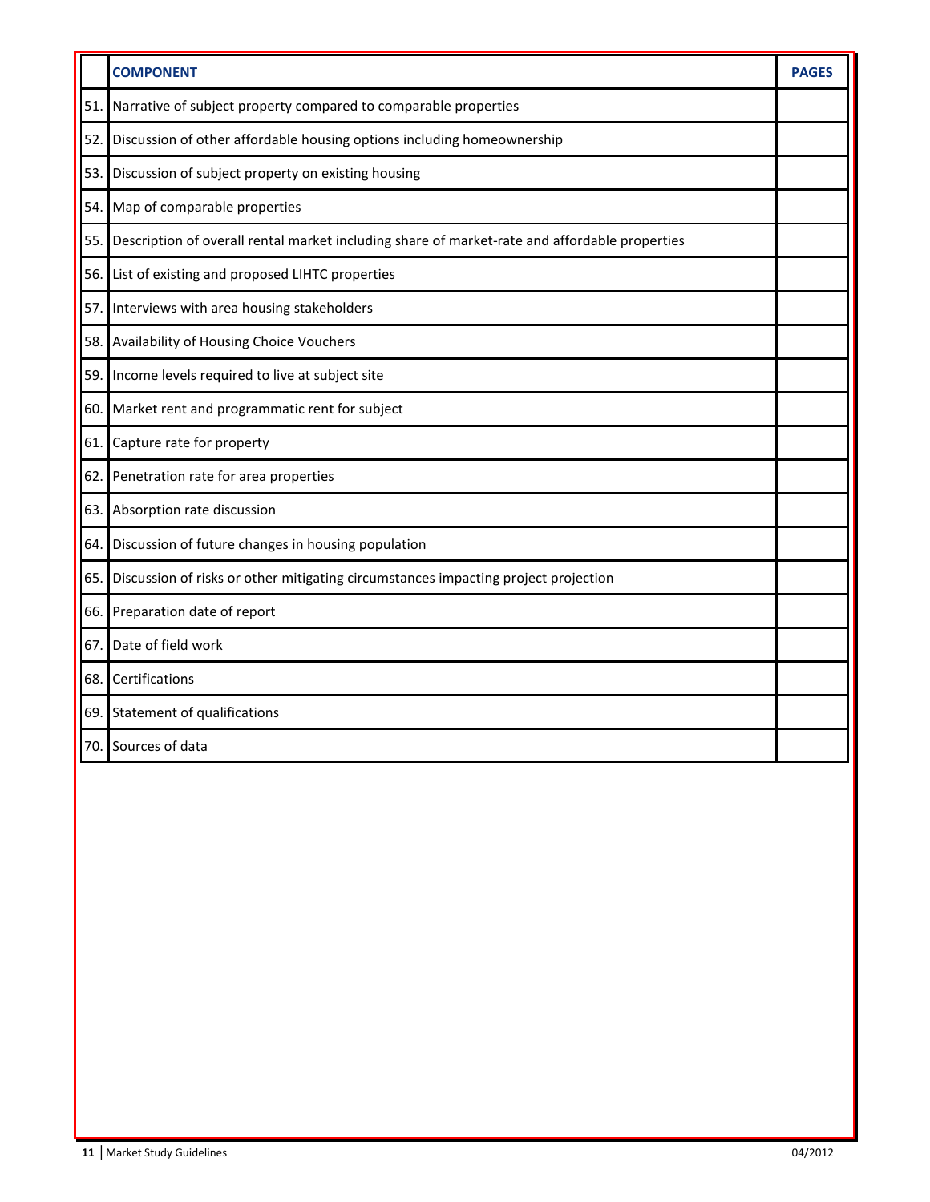| | COMPONENT | PAGES |
|---|---|---|
| 51. | Narrative of subject property compared to comparable properties | |
| 52. | Discussion of other affordable housing options including homeownership | |
| 53. | Discussion of subject property on existing housing | |
| 54. | Map of comparable properties | |
| 55. | Description of overall rental market including share of market-rate and affordable properties | |
| 56. | List of existing and proposed LIHTC properties | |
| 57. | Interviews with area housing stakeholders | |
| 58. | Availability of Housing Choice Vouchers | |
| 59. | Income levels required to live at subject site | |
| 60. | Market rent and programmatic rent for subject | |
| 61. | Capture rate for property | |
| 62. | Penetration rate for area properties | |
| 63. | Absorption rate discussion | |
| 64. | Discussion of future changes in housing population | |
| 65. | Discussion of risks or other mitigating circumstances impacting project projection | |
| 66. | Preparation date of report | |
| 67. | Date of field work | |
| 68. | Certifications | |
| 69. | Statement of qualifications | |
| 70. | Sources of data | |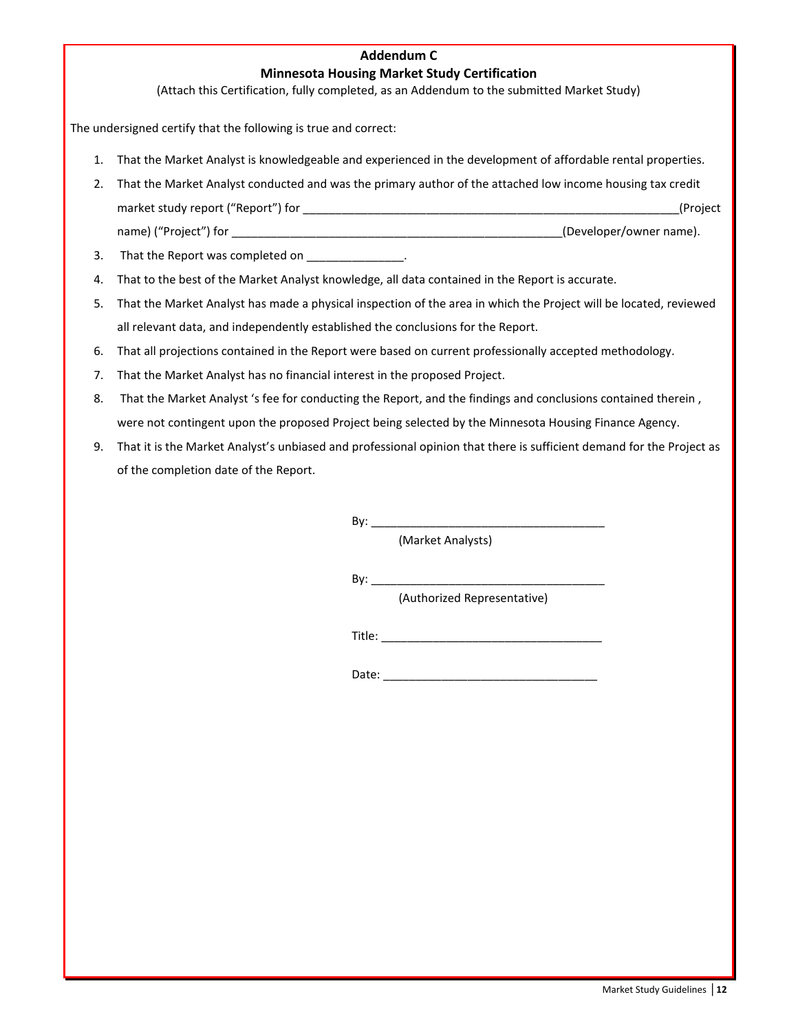## Addendum C

## Minnesota Housing Market Study Certification

(Attach this Certification, fully completed, as an Addendum to the submitted Market Study)

The undersigned certify that the following is true and correct:

1. That the Market Analyst is knowledgeable and experienced in the development of affordable rental properties.
2. That the Market Analyst conducted and was the primary author of the attached low income housing tax credit market study report ("Report") for ___________________________________________________________(Project name) ("Project") for __________________________________________________(Developer/owner name).
3. That the Report was completed on _______________.
4. That to the best of the Market Analyst knowledge, all data contained in the Report is accurate.
5. That the Market Analyst has made a physical inspection of the area in which the Project will be located, reviewed all relevant data, and independently established the conclusions for the Report.
6. That all projections contained in the Report were based on current professionally accepted methodology.
7. That the Market Analyst has no financial interest in the proposed Project.
8. That the Market Analyst 's fee for conducting the Report, and the findings and conclusions contained therein , were not contingent upon the proposed Project being selected by the Minnesota Housing Finance Agency.
9. That it is the Market Analyst's unbiased and professional opinion that there is sufficient demand for the Project as of the completion date of the Report.

By: ____________________________________
(Market Analysts)

By: ____________________________________
(Authorized Representative)

Title: __________________________________

Date: _________________________________